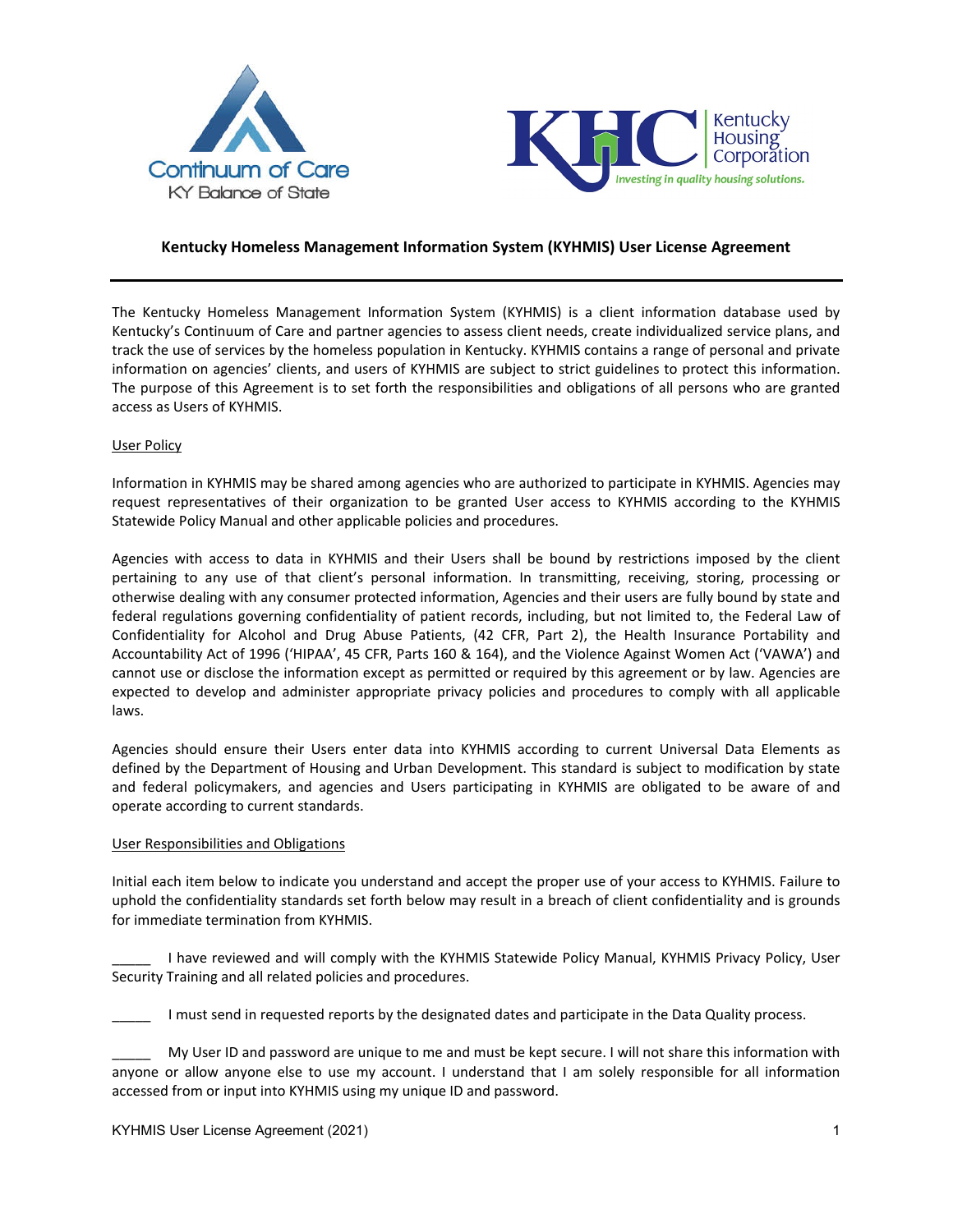Continuum of Care
KY Balance of State

KHC Kentucky Housing Corporation
*Investing in quality housing solutions.*

# Kentucky Homeless Management Information System (KYHMIS) User License Agreement

The Kentucky Homeless Management Information System (KYHMIS) is a client information database used by Kentucky's Continuum of Care and partner agencies to assess client needs, create individualized service plans, and track the use of services by the homeless population in Kentucky. KYHMIS contains a range of personal and private information on agencies' clients, and users of KYHMIS are subject to strict guidelines to protect this information. The purpose of this Agreement is to set forth the responsibilities and obligations of all persons who are granted access as Users of KYHMIS.

## User Policy

Information in KYHMIS may be shared among agencies who are authorized to participate in KYHMIS. Agencies may request representatives of their organization to be granted User access to KYHMIS according to the KYHMIS Statewide Policy Manual and other applicable policies and procedures.

Agencies with access to data in KYHMIS and their Users shall be bound by restrictions imposed by the client pertaining to any use of that client's personal information. In transmitting, receiving, storing, processing or otherwise dealing with any consumer protected information, Agencies and their users are fully bound by state and federal regulations governing confidentiality of patient records, including, but not limited to, the Federal Law of Confidentiality for Alcohol and Drug Abuse Patients, (42 CFR, Part 2), the Health Insurance Portability and Accountability Act of 1996 ('HIPAA', 45 CFR, Parts 160 & 164), and the Violence Against Women Act ('VAWA') and cannot use or disclose the information except as permitted or required by this agreement or by law. Agencies are expected to develop and administer appropriate privacy policies and procedures to comply with all applicable laws.

Agencies should ensure their Users enter data into KYHMIS according to current Universal Data Elements as defined by the Department of Housing and Urban Development. This standard is subject to modification by state and federal policymakers, and agencies and Users participating in KYHMIS are obligated to be aware of and operate according to current standards.

## User Responsibilities and Obligations

Initial each item below to indicate you understand and accept the proper use of your access to KYHMIS. Failure to uphold the confidentiality standards set forth below may result in a breach of client confidentiality and is grounds for immediate termination from KYHMIS.

_____ I have reviewed and will comply with the KYHMIS Statewide Policy Manual, KYHMIS Privacy Policy, User Security Training and all related policies and procedures.

_____ I must send in requested reports by the designated dates and participate in the Data Quality process.

_____ My User ID and password are unique to me and must be kept secure. I will not share this information with anyone or allow anyone else to use my account. I understand that I am solely responsible for all information accessed from or input into KYHMIS using my unique ID and password.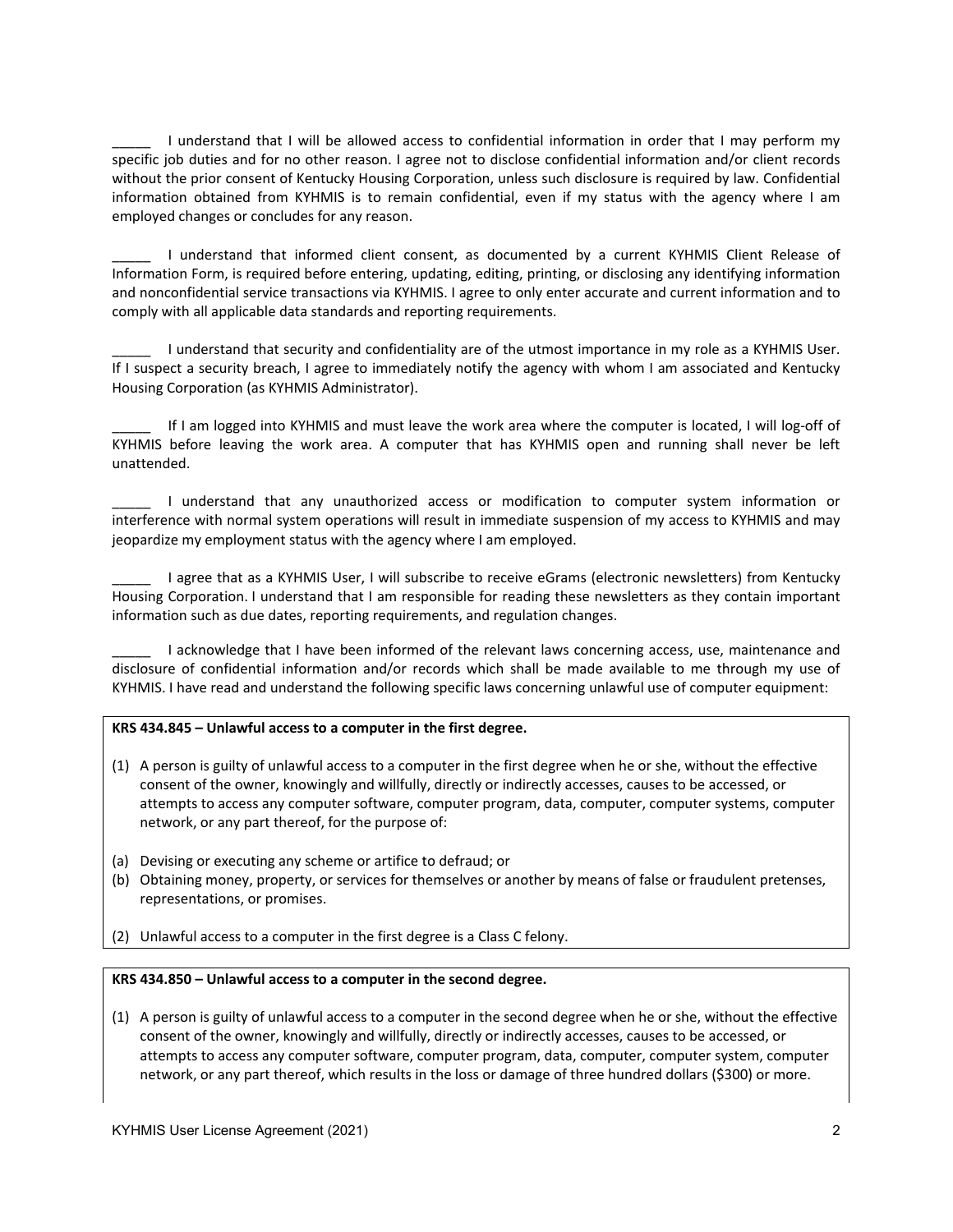_____ I understand that I will be allowed access to confidential information in order that I may perform my specific job duties and for no other reason. I agree not to disclose confidential information and/or client records without the prior consent of Kentucky Housing Corporation, unless such disclosure is required by law. Confidential information obtained from KYHMIS is to remain confidential, even if my status with the agency where I am employed changes or concludes for any reason.

_____ I understand that informed client consent, as documented by a current KYHMIS Client Release of Information Form, is required before entering, updating, editing, printing, or disclosing any identifying information and nonconfidential service transactions via KYHMIS. I agree to only enter accurate and current information and to comply with all applicable data standards and reporting requirements.

_____ I understand that security and confidentiality are of the utmost importance in my role as a KYHMIS User. If I suspect a security breach, I agree to immediately notify the agency with whom I am associated and Kentucky Housing Corporation (as KYHMIS Administrator).

_____ If I am logged into KYHMIS and must leave the work area where the computer is located, I will log-off of KYHMIS before leaving the work area. A computer that has KYHMIS open and running shall never be left unattended.

_____ I understand that any unauthorized access or modification to computer system information or interference with normal system operations will result in immediate suspension of my access to KYHMIS and may jeopardize my employment status with the agency where I am employed.

_____ I agree that as a KYHMIS User, I will subscribe to receive eGrams (electronic newsletters) from Kentucky Housing Corporation. I understand that I am responsible for reading these newsletters as they contain important information such as due dates, reporting requirements, and regulation changes.

_____ I acknowledge that I have been informed of the relevant laws concerning access, use, maintenance and disclosure of confidential information and/or records which shall be made available to me through my use of KYHMIS. I have read and understand the following specific laws concerning unlawful use of computer equipment:

**KRS 434.845 – Unlawful access to a computer in the first degree.**

(1) A person is guilty of unlawful access to a computer in the first degree when he or she, without the effective consent of the owner, knowingly and willfully, directly or indirectly accesses, causes to be accessed, or attempts to access any computer software, computer program, data, computer, computer systems, computer network, or any part thereof, for the purpose of:

(a) Devising or executing any scheme or artifice to defraud; or
(b) Obtaining money, property, or services for themselves or another by means of false or fraudulent pretenses, representations, or promises.

(2) Unlawful access to a computer in the first degree is a Class C felony.

**KRS 434.850 – Unlawful access to a computer in the second degree.**

(1) A person is guilty of unlawful access to a computer in the second degree when he or she, without the effective consent of the owner, knowingly and willfully, directly or indirectly accesses, causes to be accessed, or attempts to access any computer software, computer program, data, computer, computer system, computer network, or any part thereof, which results in the loss or damage of three hundred dollars ($300) or more.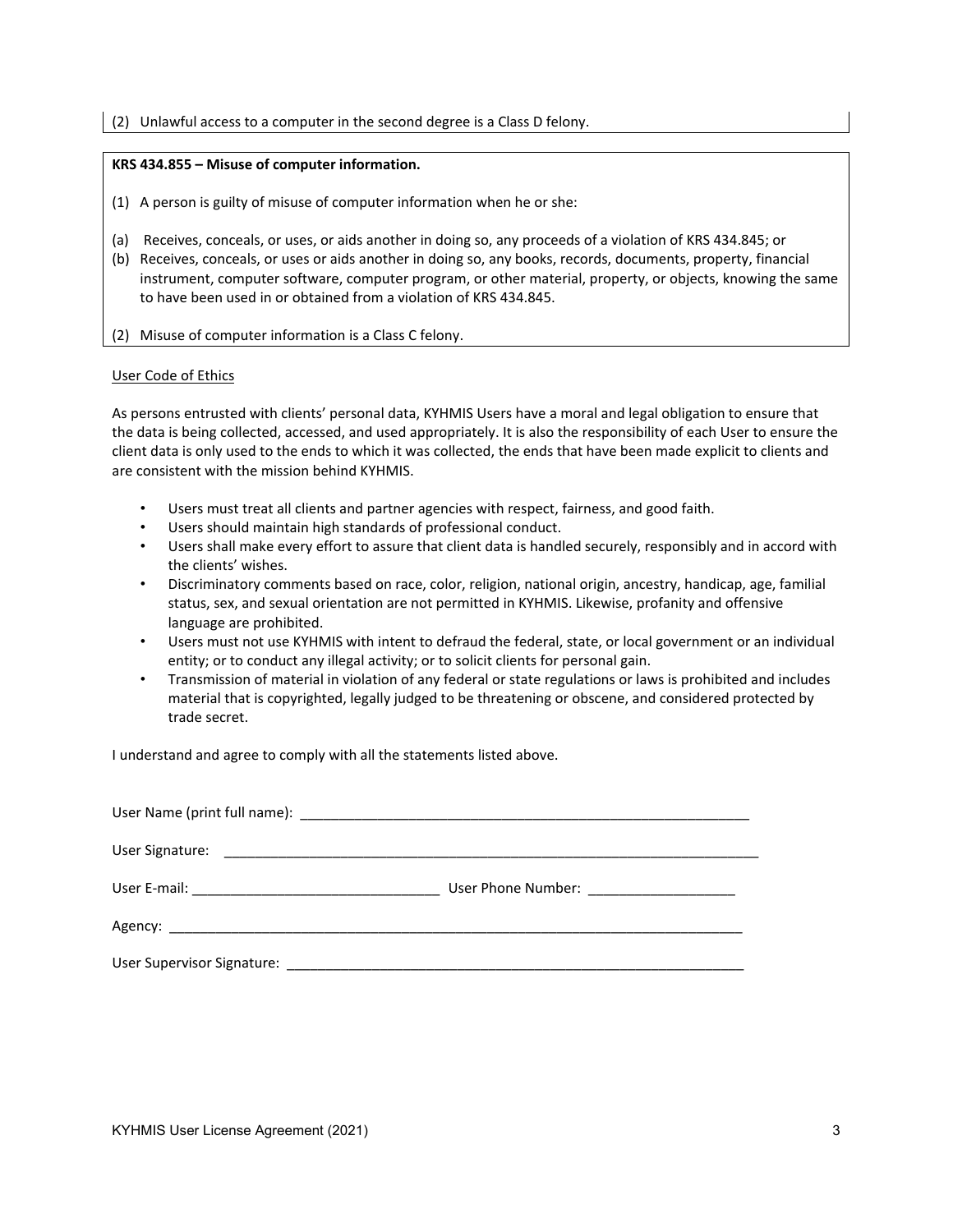(2) Unlawful access to a computer in the second degree is a Class D felony.

**KRS 434.855 – Misuse of computer information.**

(1) A person is guilty of misuse of computer information when he or she:

(a) Receives, conceals, or uses, or aids another in doing so, any proceeds of a violation of KRS 434.845; or
(b) Receives, conceals, or uses or aids another in doing so, any books, records, documents, property, financial instrument, computer software, computer program, or other material, property, or objects, knowing the same to have been used in or obtained from a violation of KRS 434.845.

(2) Misuse of computer information is a Class C felony.

User Code of Ethics

As persons entrusted with clients' personal data, KYHMIS Users have a moral and legal obligation to ensure that the data is being collected, accessed, and used appropriately. It is also the responsibility of each User to ensure the client data is only used to the ends to which it was collected, the ends that have been made explicit to clients and are consistent with the mission behind KYHMIS.

- Users must treat all clients and partner agencies with respect, fairness, and good faith.
- Users should maintain high standards of professional conduct.
- Users shall make every effort to assure that client data is handled securely, responsibly and in accord with the clients' wishes.
- Discriminatory comments based on race, color, religion, national origin, ancestry, handicap, age, familial status, sex, and sexual orientation are not permitted in KYHMIS. Likewise, profanity and offensive language are prohibited.
- Users must not use KYHMIS with intent to defraud the federal, state, or local government or an individual entity; or to conduct any illegal activity; or to solicit clients for personal gain.
- Transmission of material in violation of any federal or state regulations or laws is prohibited and includes material that is copyrighted, legally judged to be threatening or obscene, and considered protected by trade secret.

I understand and agree to comply with all the statements listed above.

User Name (print full name): ____________________________________________________________

User Signature: ______________________________________________________________________

User E-mail: ________________________________ User Phone Number: ___________________

Agency: ______________________________________________________________________________

User Supervisor Signature: _____________________________________________________________